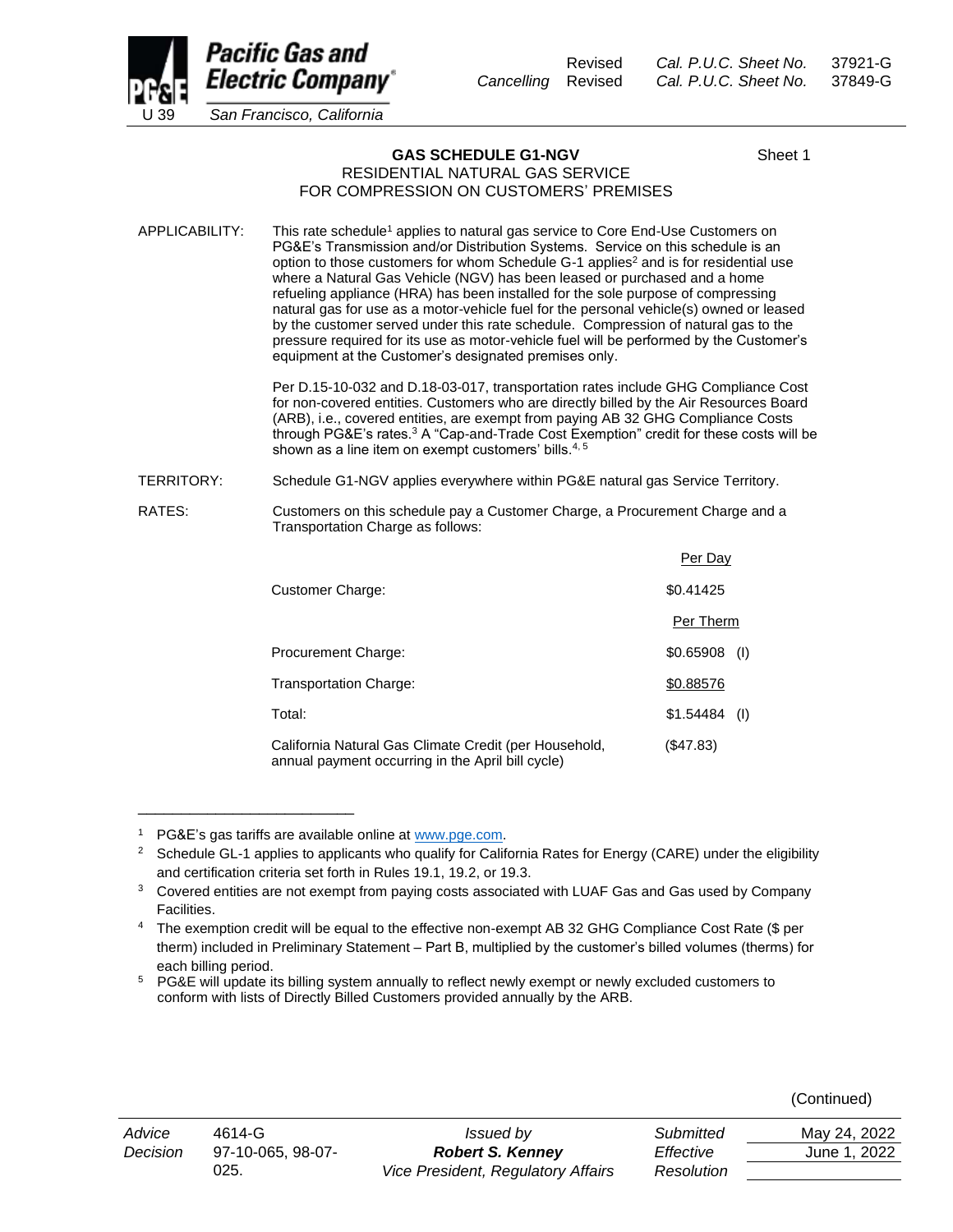Revised Cal. P.U.C. Sheet No. 37921-G
Cancelling Revised Cal. P.U.C. Sheet No. 37849-G

Pacific Gas and Electric Company
U 39 San Francisco, California

# GAS SCHEDULE G1-NGV

Sheet 1

## RESIDENTIAL NATURAL GAS SERVICE FOR COMPRESSION ON CUSTOMERS' PREMISES

APPLICABILITY: This rate schedule[1] applies to natural gas service to Core End-Use Customers on PG&E's Transmission and/or Distribution Systems. Service on this schedule is an option to those customers for whom Schedule G-1 applies[2] and is for residential use where a Natural Gas Vehicle (NGV) has been leased or purchased and a home refueling appliance (HRA) has been installed for the sole purpose of compressing natural gas for use as a motor-vehicle fuel for the personal vehicle(s) owned or leased by the customer served under this rate schedule. Compression of natural gas to the pressure required for its use as motor-vehicle fuel will be performed by the Customer's equipment at the Customer's designated premises only.

Per D.15-10-032 and D.18-03-017, transportation rates include GHG Compliance Cost for non-covered entities. Customers who are directly billed by the Air Resources Board (ARB), i.e., covered entities, are exempt from paying AB 32 GHG Compliance Costs through PG&E's rates.[3] A "Cap-and-Trade Cost Exemption" credit for these costs will be shown as a line item on exempt customers' bills.[4, 5]

TERRITORY: Schedule G1-NGV applies everywhere within PG&E natural gas Service Territory.

RATES: Customers on this schedule pay a Customer Charge, a Procurement Charge and a Transportation Charge as follows:

| | Per Day |
|---|---|
| Customer Charge: | $0.41425 |
| | **Per Therm** |
| Procurement Charge: | $0.65908 (I) |
| Transportation Charge: | $0.88576 |
| Total: | $1.54484 (I) |
| California Natural Gas Climate Credit (per Household, annual payment occurring in the April bill cycle) | ($47.83) |

---

[1] PG&E's gas tariffs are available online at www.pge.com.

[2] Schedule GL-1 applies to applicants who qualify for California Rates for Energy (CARE) under the eligibility and certification criteria set forth in Rules 19.1, 19.2, or 19.3.

[3] Covered entities are not exempt from paying costs associated with LUAF Gas and Gas used by Company Facilities.

[4] The exemption credit will be equal to the effective non-exempt AB 32 GHG Compliance Cost Rate ($ per therm) included in Preliminary Statement – Part B, multiplied by the customer's billed volumes (therms) for each billing period.

[5] PG&E will update its billing system annually to reflect newly exempt or newly excluded customers to conform with lists of Directly Billed Customers provided annually by the ARB.

(Continued)

| Advice | 4614-G | Issued by | Submitted | May 24, 2022 |
|---|---|---|---|---|
| Decision | 97-10-065, 98-07-025. | **Robert S. Kenney** | Effective | June 1, 2022 |
| | | Vice President, Regulatory Affairs | Resolution | |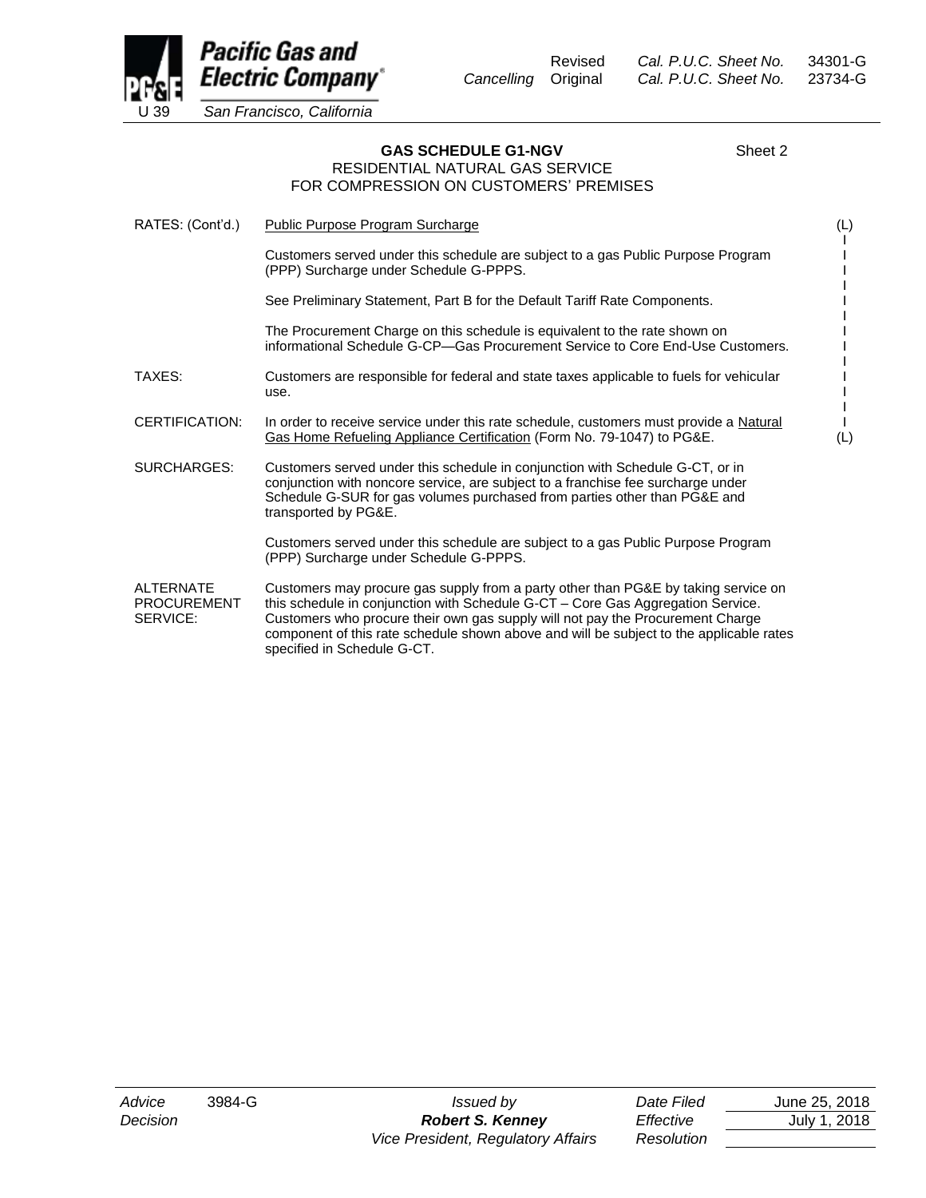**GAS SCHEDULE G1-NGV** Sheet 2

RESIDENTIAL NATURAL GAS SERVICE
FOR COMPRESSION ON CUSTOMERS' PREMISES

RATES: (Cont'd.)

Public Purpose Program Surcharge (L)

Customers served under this schedule are subject to a gas Public Purpose Program (PPP) Surcharge under Schedule G-PPPS.

See Preliminary Statement, Part B for the Default Tariff Rate Components.

The Procurement Charge on this schedule is equivalent to the rate shown on informational Schedule G-CP—Gas Procurement Service to Core End-Use Customers.

TAXES: Customers are responsible for federal and state taxes applicable to fuels for vehicular use.

CERTIFICATION: In order to receive service under this rate schedule, customers must provide a Natural Gas Home Refueling Appliance Certification (Form No. 79-1047) to PG&E. (L)

SURCHARGES: Customers served under this schedule in conjunction with Schedule G-CT, or in conjunction with noncore service, are subject to a franchise fee surcharge under Schedule G-SUR for gas volumes purchased from parties other than PG&E and transported by PG&E.

Customers served under this schedule are subject to a gas Public Purpose Program (PPP) Surcharge under Schedule G-PPPS.

ALTERNATE PROCUREMENT SERVICE: Customers may procure gas supply from a party other than PG&E by taking service on this schedule in conjunction with Schedule G-CT – Core Gas Aggregation Service. Customers who procure their own gas supply will not pay the Procurement Charge component of this rate schedule shown above and will be subject to the applicable rates specified in Schedule G-CT.